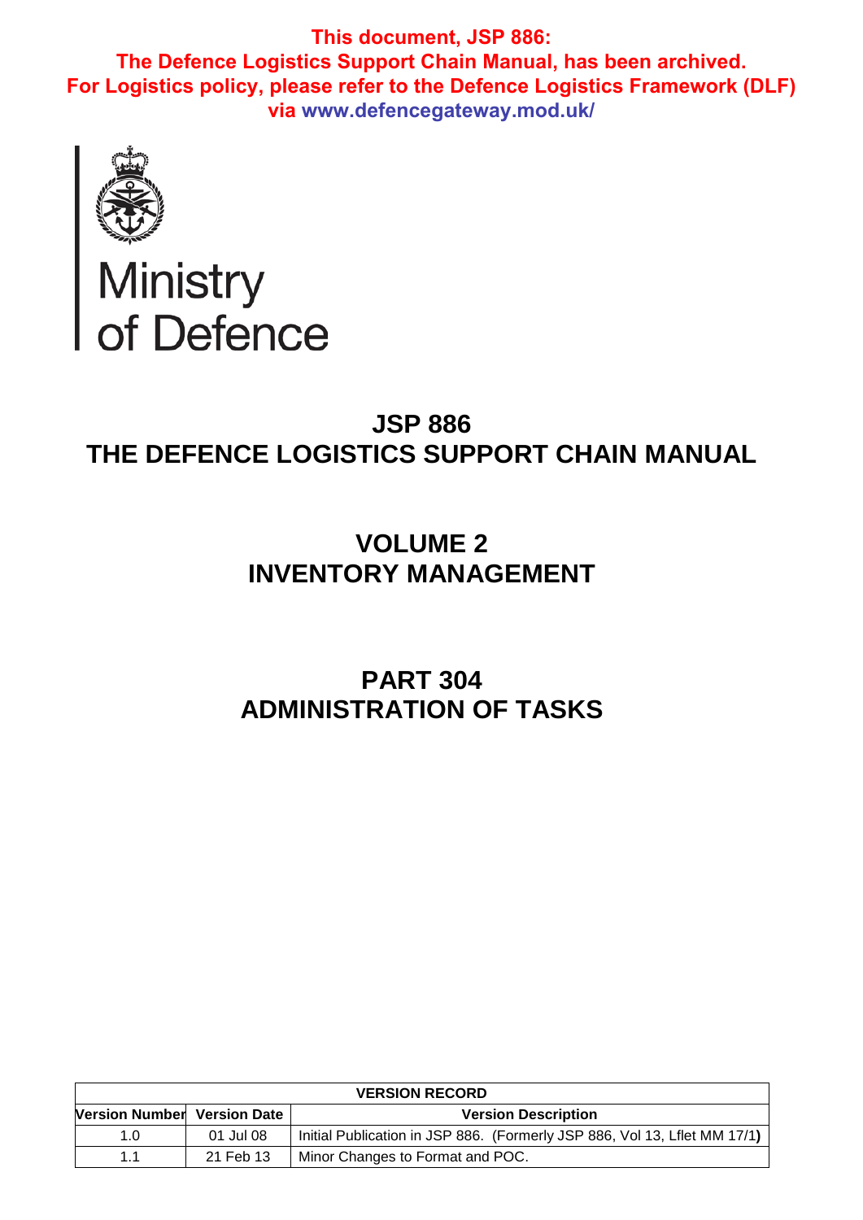**This document, JSP 886:**
**The Defence Logistics Support Chain Manual, has been archived.**
**For Logistics policy, please refer to the Defence Logistics Framework (DLF)**
**via www.defencegateway.mod.uk/**

Ministry
of Defence

# JSP 886
# THE DEFENCE LOGISTICS SUPPORT CHAIN MANUAL

# VOLUME 2
# INVENTORY MANAGEMENT

# PART 304
# ADMINISTRATION OF TASKS

| VERSION RECORD | | |
|---|---|---|
| **Version Number** | **Version Date** | **Version Description** |
| 1.0 | 01 Jul 08 | Initial Publication in JSP 886. (Formerly JSP 886, Vol 13, Lflet MM 17/1**)** |
| 1.1 | 21 Feb 13 | Minor Changes to Format and POC. |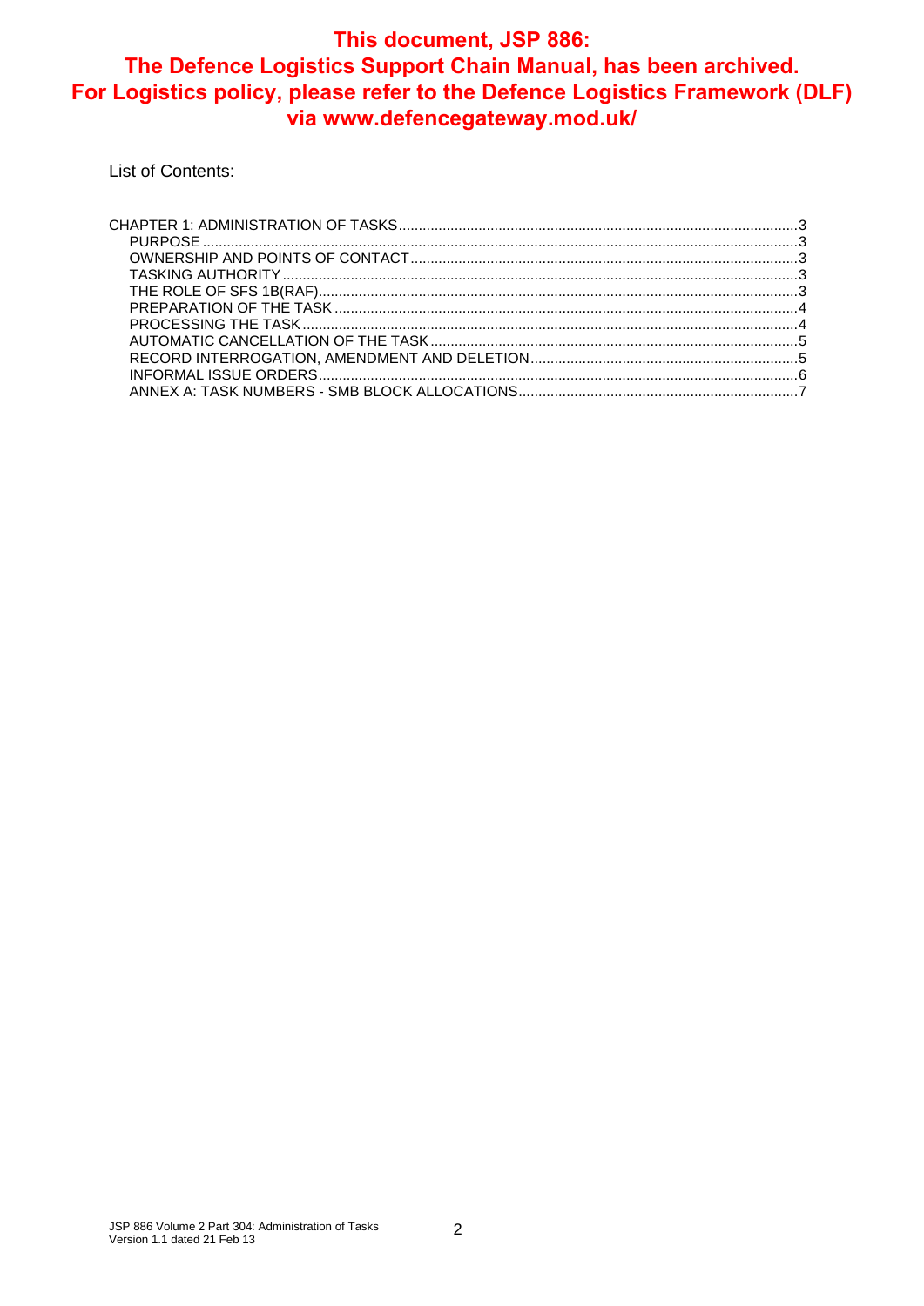**This document, JSP 886: The Defence Logistics Support Chain Manual, has been archived. For Logistics policy, please refer to the Defence Logistics Framework (DLF) via www.defencegateway.mod.uk/**

List of Contents:

CHAPTER 1: ADMINISTRATION OF TASKS ..... 3
- PURPOSE ..... 3
- OWNERSHIP AND POINTS OF CONTACT ..... 3
- TASKING AUTHORITY ..... 3
- THE ROLE OF SFS 1B(RAF) ..... 3
- PREPARATION OF THE TASK ..... 4
- PROCESSING THE TASK ..... 4
- AUTOMATIC CANCELLATION OF THE TASK ..... 5
- RECORD INTERROGATION, AMENDMENT AND DELETION ..... 5
- INFORMAL ISSUE ORDERS ..... 6
- ANNEX A: TASK NUMBERS - SMB BLOCK ALLOCATIONS ..... 7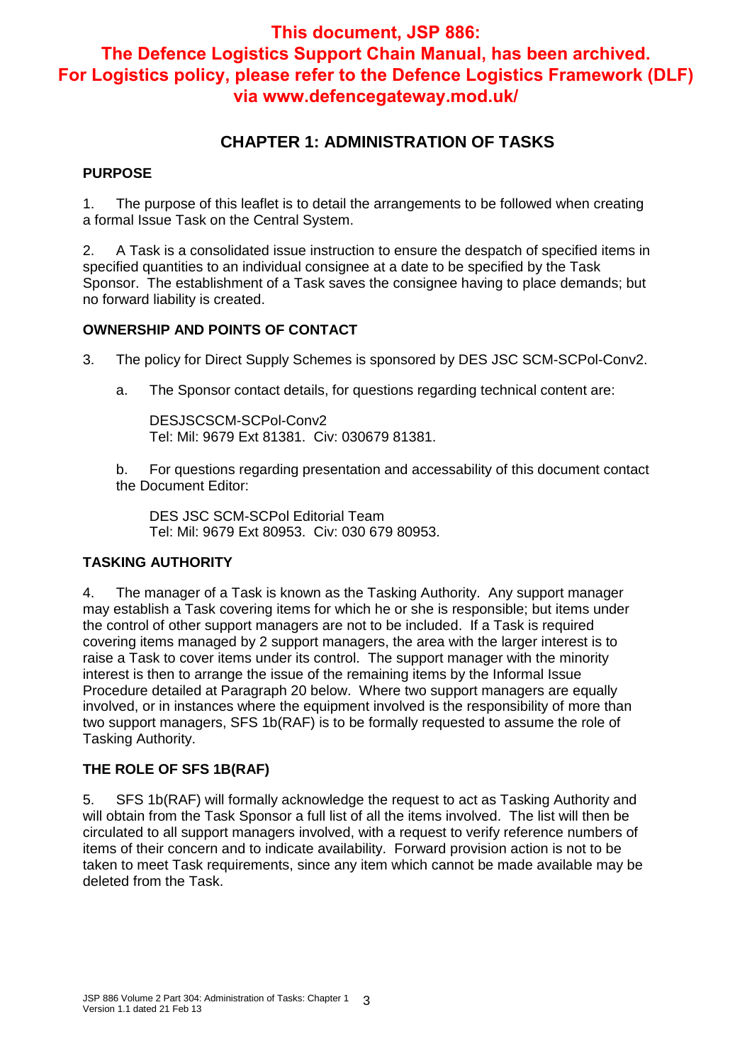**This document, JSP 886: The Defence Logistics Support Chain Manual, has been archived. For Logistics policy, please refer to the Defence Logistics Framework (DLF) via www.defencegateway.mod.uk/**

# CHAPTER 1: ADMINISTRATION OF TASKS

## PURPOSE

1. The purpose of this leaflet is to detail the arrangements to be followed when creating a formal Issue Task on the Central System.

2. A Task is a consolidated issue instruction to ensure the despatch of specified items in specified quantities to an individual consignee at a date to be specified by the Task Sponsor. The establishment of a Task saves the consignee having to place demands; but no forward liability is created.

## OWNERSHIP AND POINTS OF CONTACT

3. The policy for Direct Supply Schemes is sponsored by DES JSC SCM-SCPol-Conv2.

a. The Sponsor contact details, for questions regarding technical content are:

DESJSCSCM-SCPol-Conv2
Tel: Mil: 9679 Ext 81381. Civ: 030679 81381.

b. For questions regarding presentation and accessability of this document contact the Document Editor:

DES JSC SCM-SCPol Editorial Team
Tel: Mil: 9679 Ext 80953. Civ: 030 679 80953.

## TASKING AUTHORITY

4. The manager of a Task is known as the Tasking Authority. Any support manager may establish a Task covering items for which he or she is responsible; but items under the control of other support managers are not to be included. If a Task is required covering items managed by 2 support managers, the area with the larger interest is to raise a Task to cover items under its control. The support manager with the minority interest is then to arrange the issue of the remaining items by the Informal Issue Procedure detailed at Paragraph 20 below. Where two support managers are equally involved, or in instances where the equipment involved is the responsibility of more than two support managers, SFS 1b(RAF) is to be formally requested to assume the role of Tasking Authority.

## THE ROLE OF SFS 1B(RAF)

5. SFS 1b(RAF) will formally acknowledge the request to act as Tasking Authority and will obtain from the Task Sponsor a full list of all the items involved. The list will then be circulated to all support managers involved, with a request to verify reference numbers of items of their concern and to indicate availability. Forward provision action is not to be taken to meet Task requirements, since any item which cannot be made available may be deleted from the Task.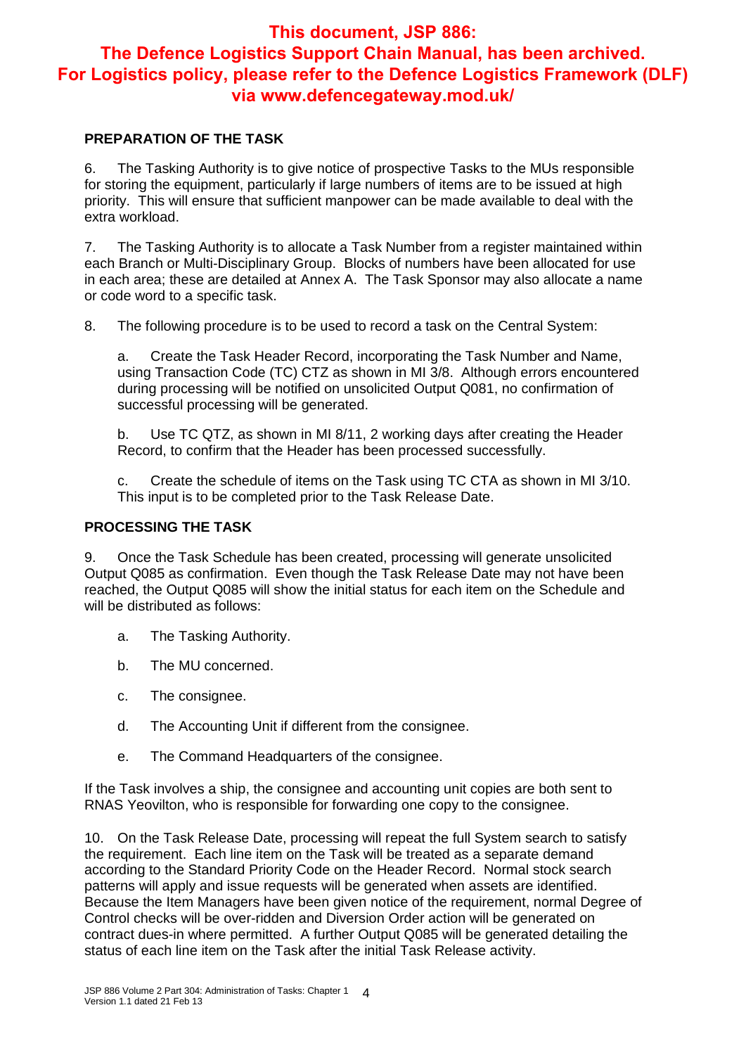**This document, JSP 886: The Defence Logistics Support Chain Manual, has been archived. For Logistics policy, please refer to the Defence Logistics Framework (DLF) via www.defencegateway.mod.uk/**

## PREPARATION OF THE TASK

6. The Tasking Authority is to give notice of prospective Tasks to the MUs responsible for storing the equipment, particularly if large numbers of items are to be issued at high priority. This will ensure that sufficient manpower can be made available to deal with the extra workload.

7. The Tasking Authority is to allocate a Task Number from a register maintained within each Branch or Multi-Disciplinary Group. Blocks of numbers have been allocated for use in each area; these are detailed at Annex A. The Task Sponsor may also allocate a name or code word to a specific task.

8. The following procedure is to be used to record a task on the Central System:

a. Create the Task Header Record, incorporating the Task Number and Name, using Transaction Code (TC) CTZ as shown in MI 3/8. Although errors encountered during processing will be notified on unsolicited Output Q081, no confirmation of successful processing will be generated.

b. Use TC QTZ, as shown in MI 8/11, 2 working days after creating the Header Record, to confirm that the Header has been processed successfully.

c. Create the schedule of items on the Task using TC CTA as shown in MI 3/10. This input is to be completed prior to the Task Release Date.

## PROCESSING THE TASK

9. Once the Task Schedule has been created, processing will generate unsolicited Output Q085 as confirmation. Even though the Task Release Date may not have been reached, the Output Q085 will show the initial status for each item on the Schedule and will be distributed as follows:

a. The Tasking Authority.

b. The MU concerned.

c. The consignee.

d. The Accounting Unit if different from the consignee.

e. The Command Headquarters of the consignee.

If the Task involves a ship, the consignee and accounting unit copies are both sent to RNAS Yeovilton, who is responsible for forwarding one copy to the consignee.

10. On the Task Release Date, processing will repeat the full System search to satisfy the requirement. Each line item on the Task will be treated as a separate demand according to the Standard Priority Code on the Header Record. Normal stock search patterns will apply and issue requests will be generated when assets are identified. Because the Item Managers have been given notice of the requirement, normal Degree of Control checks will be over-ridden and Diversion Order action will be generated on contract dues-in where permitted. A further Output Q085 will be generated detailing the status of each line item on the Task after the initial Task Release activity.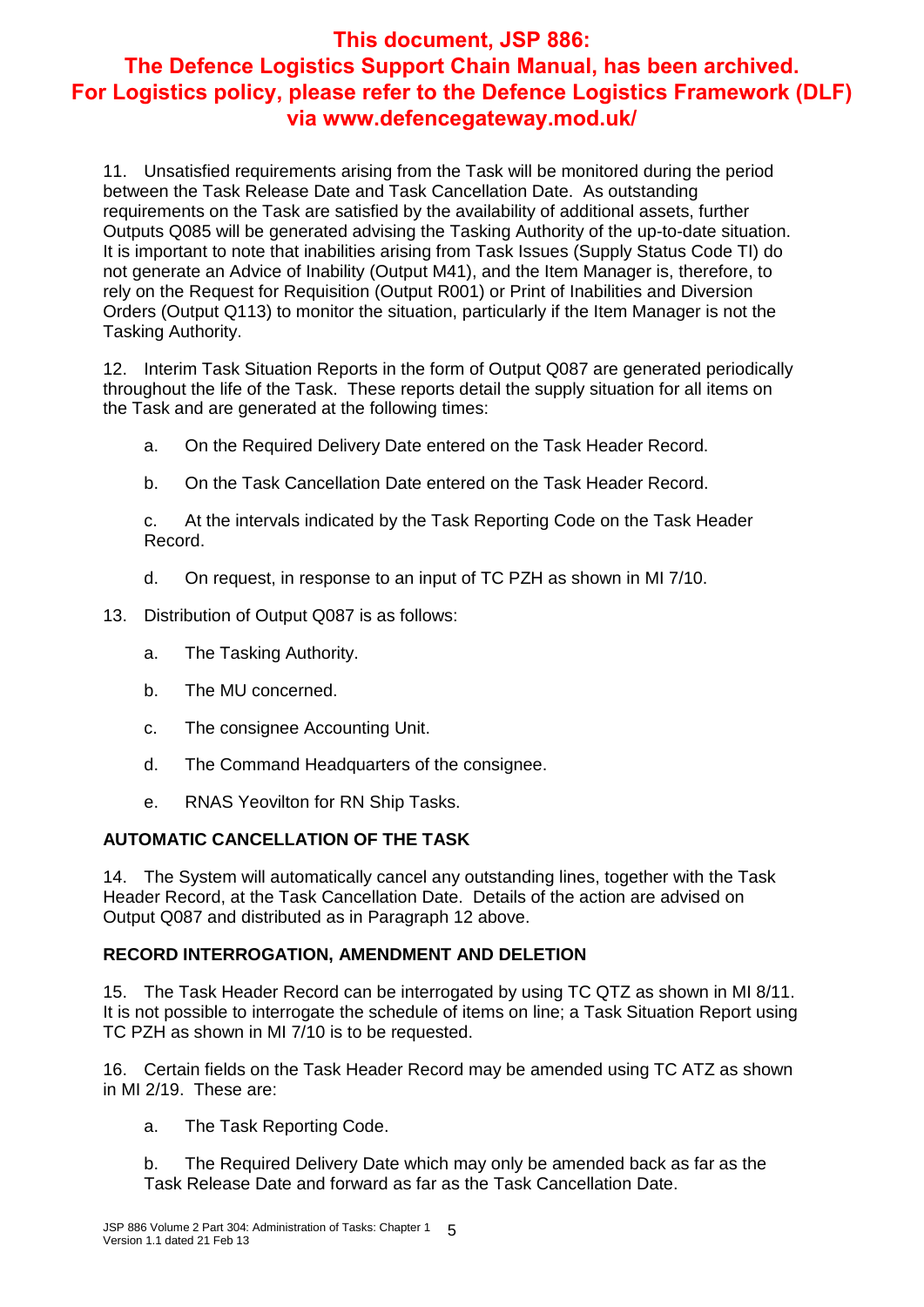**This document, JSP 886: The Defence Logistics Support Chain Manual, has been archived. For Logistics policy, please refer to the Defence Logistics Framework (DLF) via www.defencegateway.mod.uk/**

11. Unsatisfied requirements arising from the Task will be monitored during the period between the Task Release Date and Task Cancellation Date. As outstanding requirements on the Task are satisfied by the availability of additional assets, further Outputs Q085 will be generated advising the Tasking Authority of the up-to-date situation. It is important to note that inabilities arising from Task Issues (Supply Status Code TI) do not generate an Advice of Inability (Output M41), and the Item Manager is, therefore, to rely on the Request for Requisition (Output R001) or Print of Inabilities and Diversion Orders (Output Q113) to monitor the situation, particularly if the Item Manager is not the Tasking Authority.

12. Interim Task Situation Reports in the form of Output Q087 are generated periodically throughout the life of the Task. These reports detail the supply situation for all items on the Task and are generated at the following times:

a. On the Required Delivery Date entered on the Task Header Record.

b. On the Task Cancellation Date entered on the Task Header Record.

c. At the intervals indicated by the Task Reporting Code on the Task Header Record.

d. On request, in response to an input of TC PZH as shown in MI 7/10.

13. Distribution of Output Q087 is as follows:

a. The Tasking Authority.

b. The MU concerned.

c. The consignee Accounting Unit.

d. The Command Headquarters of the consignee.

e. RNAS Yeovilton for RN Ship Tasks.

**AUTOMATIC CANCELLATION OF THE TASK**

14. The System will automatically cancel any outstanding lines, together with the Task Header Record, at the Task Cancellation Date. Details of the action are advised on Output Q087 and distributed as in Paragraph 12 above.

**RECORD INTERROGATION, AMENDMENT AND DELETION**

15. The Task Header Record can be interrogated by using TC QTZ as shown in MI 8/11. It is not possible to interrogate the schedule of items on line; a Task Situation Report using TC PZH as shown in MI 7/10 is to be requested.

16. Certain fields on the Task Header Record may be amended using TC ATZ as shown in MI 2/19. These are:

a. The Task Reporting Code.

b. The Required Delivery Date which may only be amended back as far as the Task Release Date and forward as far as the Task Cancellation Date.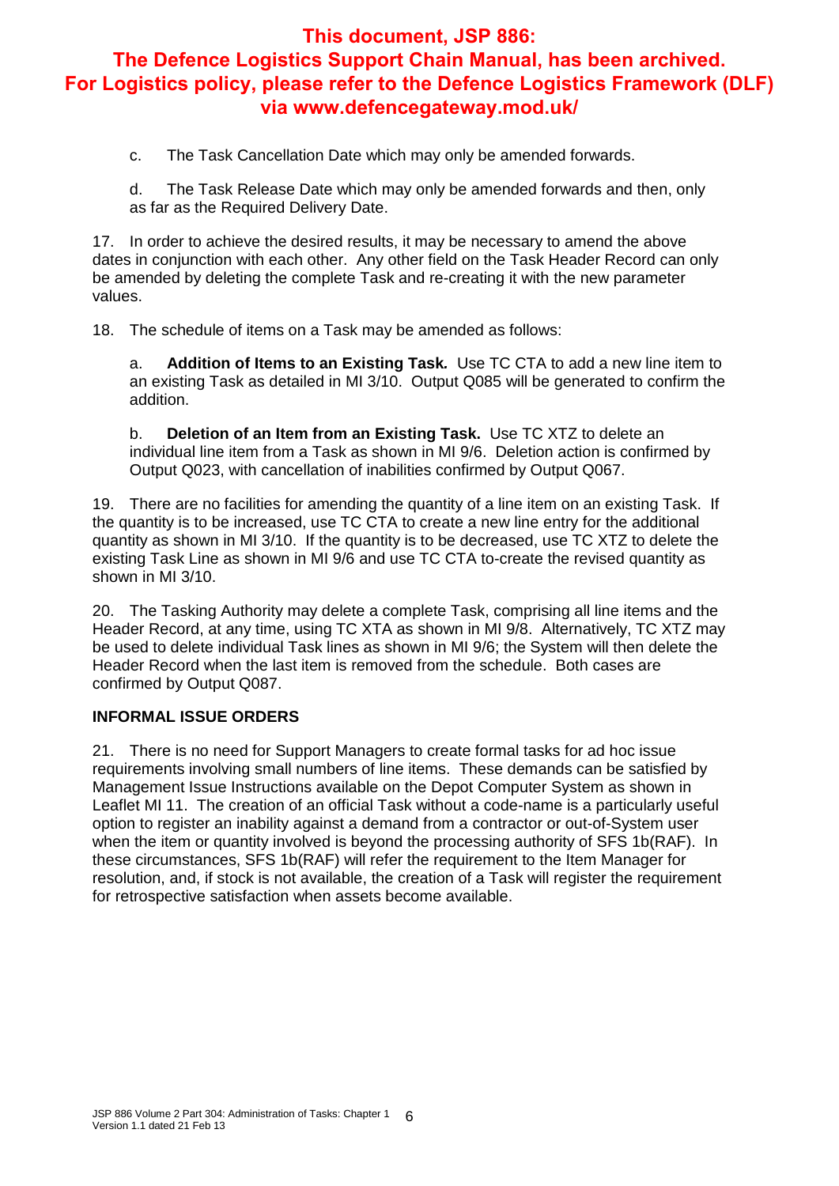**This document, JSP 886: The Defence Logistics Support Chain Manual, has been archived. For Logistics policy, please refer to the Defence Logistics Framework (DLF) via www.defencegateway.mod.uk/**

c. The Task Cancellation Date which may only be amended forwards.

d. The Task Release Date which may only be amended forwards and then, only as far as the Required Delivery Date.

17. In order to achieve the desired results, it may be necessary to amend the above dates in conjunction with each other. Any other field on the Task Header Record can only be amended by deleting the complete Task and re-creating it with the new parameter values.

18. The schedule of items on a Task may be amended as follows:

a. ***Addition of Items to an Existing Task.*** Use TC CTA to add a new line item to an existing Task as detailed in MI 3/10. Output Q085 will be generated to confirm the addition.

b. **Deletion of an Item from an Existing Task.** Use TC XTZ to delete an individual line item from a Task as shown in MI 9/6. Deletion action is confirmed by Output Q023, with cancellation of inabilities confirmed by Output Q067.

19. There are no facilities for amending the quantity of a line item on an existing Task. If the quantity is to be increased, use TC CTA to create a new line entry for the additional quantity as shown in MI 3/10. If the quantity is to be decreased, use TC XTZ to delete the existing Task Line as shown in MI 9/6 and use TC CTA to-create the revised quantity as shown in MI 3/10.

20. The Tasking Authority may delete a complete Task, comprising all line items and the Header Record, at any time, using TC XTA as shown in MI 9/8. Alternatively, TC XTZ may be used to delete individual Task lines as shown in MI 9/6; the System will then delete the Header Record when the last item is removed from the schedule. Both cases are confirmed by Output Q087.

**INFORMAL ISSUE ORDERS**

21. There is no need for Support Managers to create formal tasks for ad hoc issue requirements involving small numbers of line items. These demands can be satisfied by Management Issue Instructions available on the Depot Computer System as shown in Leaflet MI 11. The creation of an official Task without a code-name is a particularly useful option to register an inability against a demand from a contractor or out-of-System user when the item or quantity involved is beyond the processing authority of SFS 1b(RAF). In these circumstances, SFS 1b(RAF) will refer the requirement to the Item Manager for resolution, and, if stock is not available, the creation of a Task will register the requirement for retrospective satisfaction when assets become available.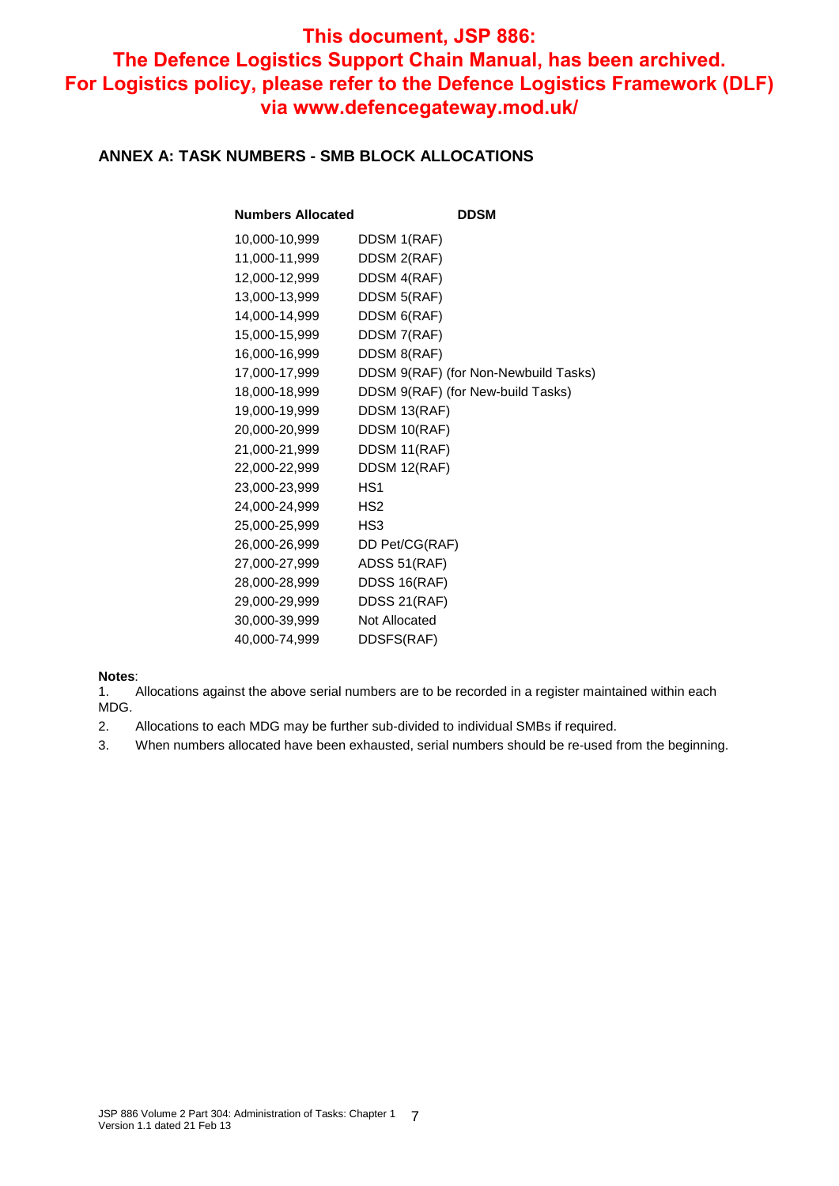**This document, JSP 886: The Defence Logistics Support Chain Manual, has been archived. For Logistics policy, please refer to the Defence Logistics Framework (DLF) via www.defencegateway.mod.uk/**

## ANNEX A: TASK NUMBERS - SMB BLOCK ALLOCATIONS

| Numbers Allocated | DDSM |
|---|---|
| 10,000-10,999 | DDSM 1(RAF) |
| 11,000-11,999 | DDSM 2(RAF) |
| 12,000-12,999 | DDSM 4(RAF) |
| 13,000-13,999 | DDSM 5(RAF) |
| 14,000-14,999 | DDSM 6(RAF) |
| 15,000-15,999 | DDSM 7(RAF) |
| 16,000-16,999 | DDSM 8(RAF) |
| 17,000-17,999 | DDSM 9(RAF) (for Non-Newbuild Tasks) |
| 18,000-18,999 | DDSM 9(RAF) (for New-build Tasks) |
| 19,000-19,999 | DDSM 13(RAF) |
| 20,000-20,999 | DDSM 10(RAF) |
| 21,000-21,999 | DDSM 11(RAF) |
| 22,000-22,999 | DDSM 12(RAF) |
| 23,000-23,999 | HS1 |
| 24,000-24,999 | HS2 |
| 25,000-25,999 | HS3 |
| 26,000-26,999 | DD Pet/CG(RAF) |
| 27,000-27,999 | ADSS 51(RAF) |
| 28,000-28,999 | DDSS 16(RAF) |
| 29,000-29,999 | DDSS 21(RAF) |
| 30,000-39,999 | Not Allocated |
| 40,000-74,999 | DDSFS(RAF) |

**Notes**:

1. Allocations against the above serial numbers are to be recorded in a register maintained within each MDG.
2. Allocations to each MDG may be further sub-divided to individual SMBs if required.
3. When numbers allocated have been exhausted, serial numbers should be re-used from the beginning.

JSP 886 Volume 2 Part 304: Administration of Tasks: Chapter 1
Version 1.1 dated 21 Feb 13